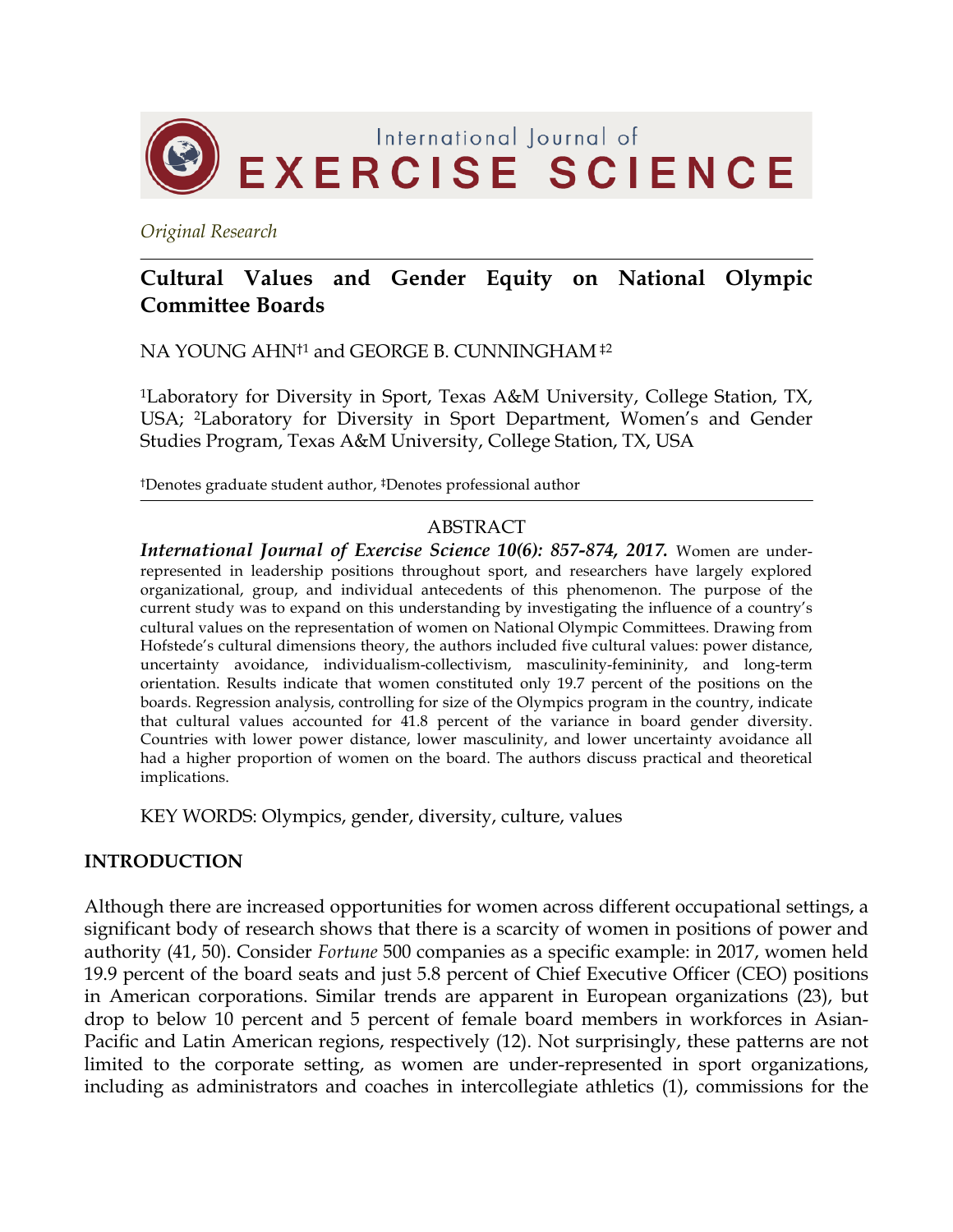*Original Research*

# Cultural Values and Gender Equity on National Olympic Committee Boards

NA YOUNG AHN†[1] and GEORGE B. CUNNINGHAM ‡[2]

[1]Laboratory for Diversity in Sport, Texas A&M University, College Station, TX, USA; [2]Laboratory for Diversity in Sport Department, Women's and Gender Studies Program, Texas A&M University, College Station, TX, USA

†Denotes graduate student author, ‡Denotes professional author

## ABSTRACT

***International Journal of Exercise Science 10(6): 857-874, 2017.*** Women are under-represented in leadership positions throughout sport, and researchers have largely explored organizational, group, and individual antecedents of this phenomenon. The purpose of the current study was to expand on this understanding by investigating the influence of a country's cultural values on the representation of women on National Olympic Committees. Drawing from Hofstede's cultural dimensions theory, the authors included five cultural values: power distance, uncertainty avoidance, individualism-collectivism, masculinity-femininity, and long-term orientation. Results indicate that women constituted only 19.7 percent of the positions on the boards. Regression analysis, controlling for size of the Olympics program in the country, indicate that cultural values accounted for 41.8 percent of the variance in board gender diversity. Countries with lower power distance, lower masculinity, and lower uncertainty avoidance all had a higher proportion of women on the board. The authors discuss practical and theoretical implications.

KEY WORDS: Olympics, gender, diversity, culture, values

## INTRODUCTION

Although there are increased opportunities for women across different occupational settings, a significant body of research shows that there is a scarcity of women in positions of power and authority (41, 50). Consider *Fortune* 500 companies as a specific example: in 2017, women held 19.9 percent of the board seats and just 5.8 percent of Chief Executive Officer (CEO) positions in American corporations. Similar trends are apparent in European organizations (23), but drop to below 10 percent and 5 percent of female board members in workforces in Asian-Pacific and Latin American regions, respectively (12). Not surprisingly, these patterns are not limited to the corporate setting, as women are under-represented in sport organizations, including as administrators and coaches in intercollegiate athletics (1), commissions for the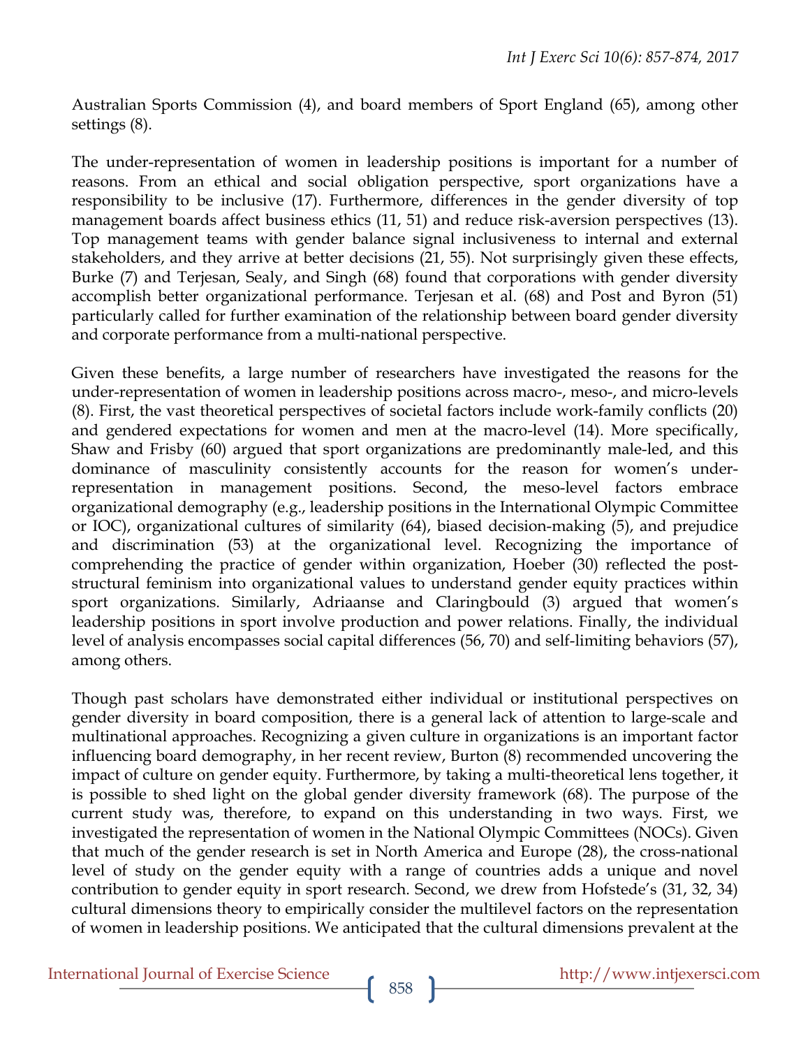Australian Sports Commission (4), and board members of Sport England (65), among other settings (8).

The under-representation of women in leadership positions is important for a number of reasons. From an ethical and social obligation perspective, sport organizations have a responsibility to be inclusive (17). Furthermore, differences in the gender diversity of top management boards affect business ethics (11, 51) and reduce risk-aversion perspectives (13). Top management teams with gender balance signal inclusiveness to internal and external stakeholders, and they arrive at better decisions (21, 55). Not surprisingly given these effects, Burke (7) and Terjesan, Sealy, and Singh (68) found that corporations with gender diversity accomplish better organizational performance. Terjesan et al. (68) and Post and Byron (51) particularly called for further examination of the relationship between board gender diversity and corporate performance from a multi-national perspective.

Given these benefits, a large number of researchers have investigated the reasons for the under-representation of women in leadership positions across macro-, meso-, and micro-levels (8). First, the vast theoretical perspectives of societal factors include work-family conflicts (20) and gendered expectations for women and men at the macro-level (14). More specifically, Shaw and Frisby (60) argued that sport organizations are predominantly male-led, and this dominance of masculinity consistently accounts for the reason for women's under-representation in management positions. Second, the meso-level factors embrace organizational demography (e.g., leadership positions in the International Olympic Committee or IOC), organizational cultures of similarity (64), biased decision-making (5), and prejudice and discrimination (53) at the organizational level. Recognizing the importance of comprehending the practice of gender within organization, Hoeber (30) reflected the post-structural feminism into organizational values to understand gender equity practices within sport organizations. Similarly, Adriaanse and Claringbould (3) argued that women's leadership positions in sport involve production and power relations. Finally, the individual level of analysis encompasses social capital differences (56, 70) and self-limiting behaviors (57), among others.

Though past scholars have demonstrated either individual or institutional perspectives on gender diversity in board composition, there is a general lack of attention to large-scale and multinational approaches. Recognizing a given culture in organizations is an important factor influencing board demography, in her recent review, Burton (8) recommended uncovering the impact of culture on gender equity. Furthermore, by taking a multi-theoretical lens together, it is possible to shed light on the global gender diversity framework (68). The purpose of the current study was, therefore, to expand on this understanding in two ways. First, we investigated the representation of women in the National Olympic Committees (NOCs). Given that much of the gender research is set in North America and Europe (28), the cross-national level of study on the gender equity with a range of countries adds a unique and novel contribution to gender equity in sport research. Second, we drew from Hofstede's (31, 32, 34) cultural dimensions theory to empirically consider the multilevel factors on the representation of women in leadership positions. We anticipated that the cultural dimensions prevalent at the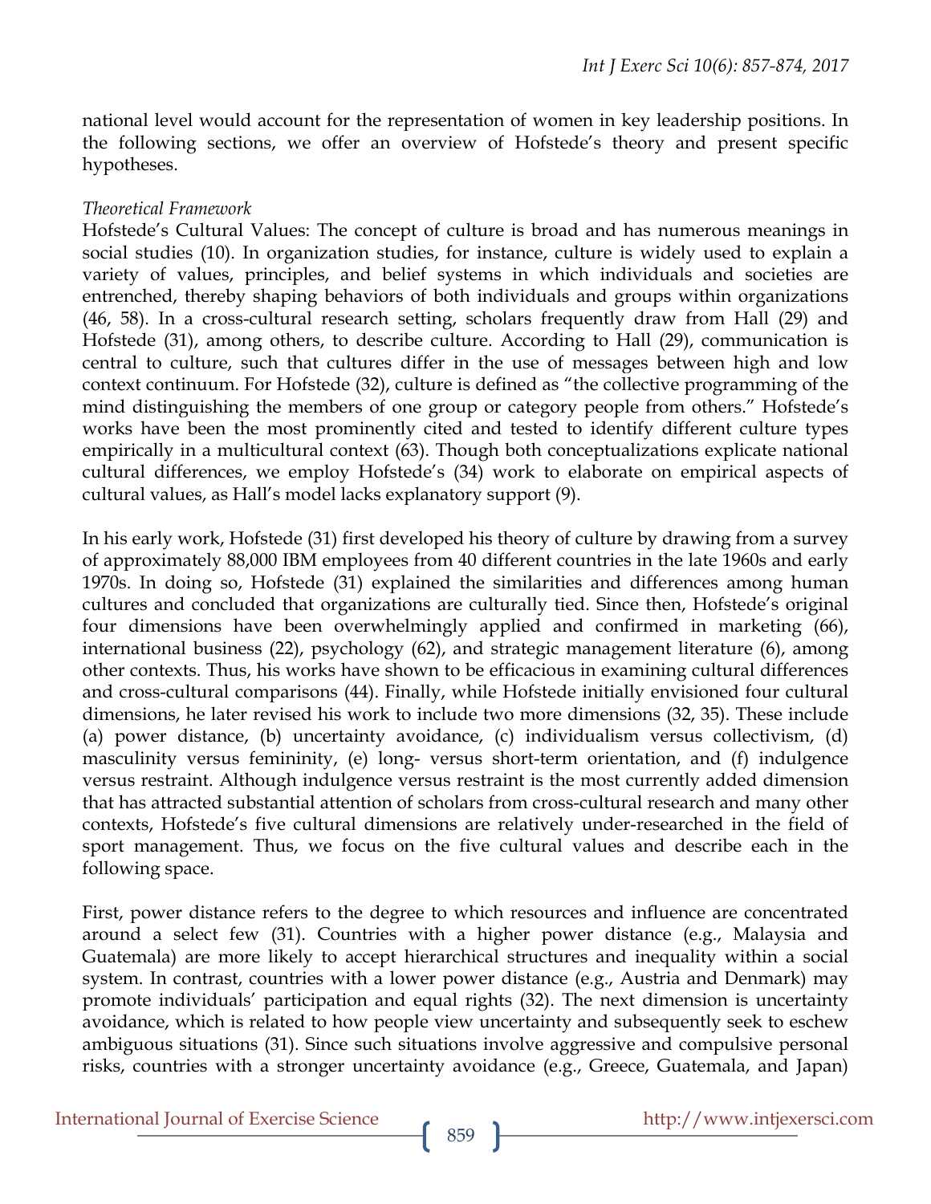national level would account for the representation of women in key leadership positions. In the following sections, we offer an overview of Hofstede's theory and present specific hypotheses.

*Theoretical Framework*

Hofstede's Cultural Values: The concept of culture is broad and has numerous meanings in social studies (10). In organization studies, for instance, culture is widely used to explain a variety of values, principles, and belief systems in which individuals and societies are entrenched, thereby shaping behaviors of both individuals and groups within organizations (46, 58). In a cross-cultural research setting, scholars frequently draw from Hall (29) and Hofstede (31), among others, to describe culture. According to Hall (29), communication is central to culture, such that cultures differ in the use of messages between high and low context continuum. For Hofstede (32), culture is defined as "the collective programming of the mind distinguishing the members of one group or category people from others." Hofstede's works have been the most prominently cited and tested to identify different culture types empirically in a multicultural context (63). Though both conceptualizations explicate national cultural differences, we employ Hofstede's (34) work to elaborate on empirical aspects of cultural values, as Hall's model lacks explanatory support (9).

In his early work, Hofstede (31) first developed his theory of culture by drawing from a survey of approximately 88,000 IBM employees from 40 different countries in the late 1960s and early 1970s. In doing so, Hofstede (31) explained the similarities and differences among human cultures and concluded that organizations are culturally tied. Since then, Hofstede's original four dimensions have been overwhelmingly applied and confirmed in marketing (66), international business (22), psychology (62), and strategic management literature (6), among other contexts. Thus, his works have shown to be efficacious in examining cultural differences and cross-cultural comparisons (44). Finally, while Hofstede initially envisioned four cultural dimensions, he later revised his work to include two more dimensions (32, 35). These include (a) power distance, (b) uncertainty avoidance, (c) individualism versus collectivism, (d) masculinity versus femininity, (e) long- versus short-term orientation, and (f) indulgence versus restraint. Although indulgence versus restraint is the most currently added dimension that has attracted substantial attention of scholars from cross-cultural research and many other contexts, Hofstede's five cultural dimensions are relatively under-researched in the field of sport management. Thus, we focus on the five cultural values and describe each in the following space.

First, power distance refers to the degree to which resources and influence are concentrated around a select few (31). Countries with a higher power distance (e.g., Malaysia and Guatemala) are more likely to accept hierarchical structures and inequality within a social system. In contrast, countries with a lower power distance (e.g., Austria and Denmark) may promote individuals' participation and equal rights (32). The next dimension is uncertainty avoidance, which is related to how people view uncertainty and subsequently seek to eschew ambiguous situations (31). Since such situations involve aggressive and compulsive personal risks, countries with a stronger uncertainty avoidance (e.g., Greece, Guatemala, and Japan)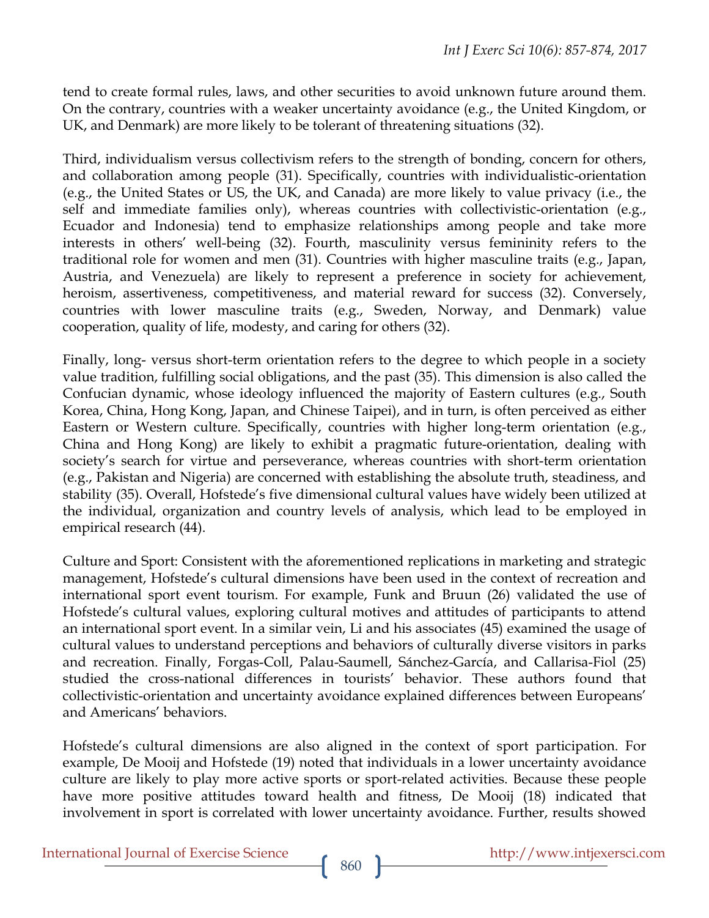tend to create formal rules, laws, and other securities to avoid unknown future around them. On the contrary, countries with a weaker uncertainty avoidance (e.g., the United Kingdom, or UK, and Denmark) are more likely to be tolerant of threatening situations (32).

Third, individualism versus collectivism refers to the strength of bonding, concern for others, and collaboration among people (31). Specifically, countries with individualistic-orientation (e.g., the United States or US, the UK, and Canada) are more likely to value privacy (i.e., the self and immediate families only), whereas countries with collectivistic-orientation (e.g., Ecuador and Indonesia) tend to emphasize relationships among people and take more interests in others' well-being (32). Fourth, masculinity versus femininity refers to the traditional role for women and men (31). Countries with higher masculine traits (e.g., Japan, Austria, and Venezuela) are likely to represent a preference in society for achievement, heroism, assertiveness, competitiveness, and material reward for success (32). Conversely, countries with lower masculine traits (e.g., Sweden, Norway, and Denmark) value cooperation, quality of life, modesty, and caring for others (32).

Finally, long- versus short-term orientation refers to the degree to which people in a society value tradition, fulfilling social obligations, and the past (35). This dimension is also called the Confucian dynamic, whose ideology influenced the majority of Eastern cultures (e.g., South Korea, China, Hong Kong, Japan, and Chinese Taipei), and in turn, is often perceived as either Eastern or Western culture. Specifically, countries with higher long-term orientation (e.g., China and Hong Kong) are likely to exhibit a pragmatic future-orientation, dealing with society's search for virtue and perseverance, whereas countries with short-term orientation (e.g., Pakistan and Nigeria) are concerned with establishing the absolute truth, steadiness, and stability (35). Overall, Hofstede's five dimensional cultural values have widely been utilized at the individual, organization and country levels of analysis, which lead to be employed in empirical research (44).

Culture and Sport: Consistent with the aforementioned replications in marketing and strategic management, Hofstede's cultural dimensions have been used in the context of recreation and international sport event tourism. For example, Funk and Bruun (26) validated the use of Hofstede's cultural values, exploring cultural motives and attitudes of participants to attend an international sport event. In a similar vein, Li and his associates (45) examined the usage of cultural values to understand perceptions and behaviors of culturally diverse visitors in parks and recreation. Finally, Forgas-Coll, Palau-Saumell, Sánchez-García, and Callarisa-Fiol (25) studied the cross-national differences in tourists' behavior. These authors found that collectivistic-orientation and uncertainty avoidance explained differences between Europeans' and Americans' behaviors.

Hofstede's cultural dimensions are also aligned in the context of sport participation. For example, De Mooij and Hofstede (19) noted that individuals in a lower uncertainty avoidance culture are likely to play more active sports or sport-related activities. Because these people have more positive attitudes toward health and fitness, De Mooij (18) indicated that involvement in sport is correlated with lower uncertainty avoidance. Further, results showed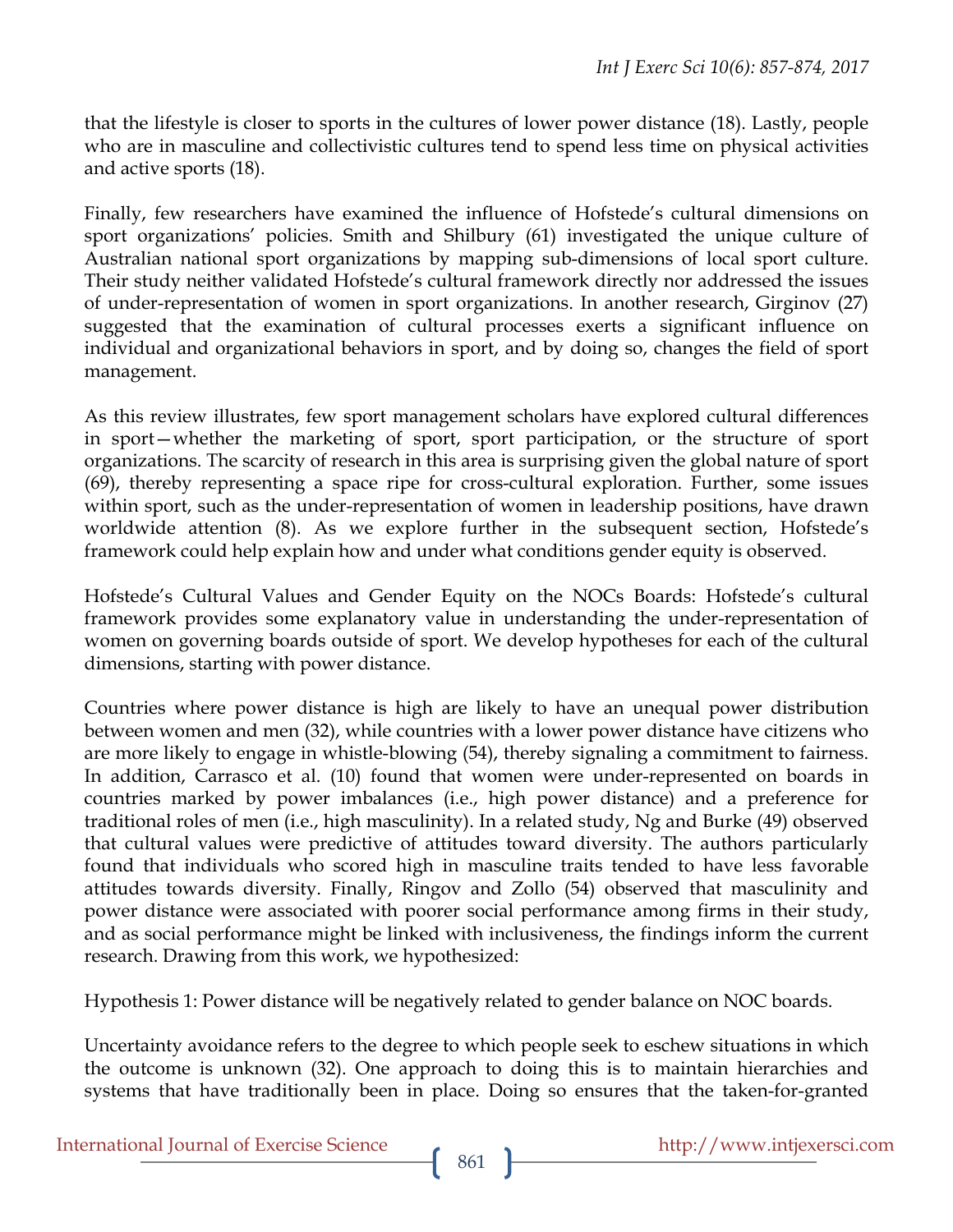that the lifestyle is closer to sports in the cultures of lower power distance (18). Lastly, people who are in masculine and collectivistic cultures tend to spend less time on physical activities and active sports (18).

Finally, few researchers have examined the influence of Hofstede's cultural dimensions on sport organizations' policies. Smith and Shilbury (61) investigated the unique culture of Australian national sport organizations by mapping sub-dimensions of local sport culture. Their study neither validated Hofstede's cultural framework directly nor addressed the issues of under-representation of women in sport organizations. In another research, Girginov (27) suggested that the examination of cultural processes exerts a significant influence on individual and organizational behaviors in sport, and by doing so, changes the field of sport management.

As this review illustrates, few sport management scholars have explored cultural differences in sport—whether the marketing of sport, sport participation, or the structure of sport organizations. The scarcity of research in this area is surprising given the global nature of sport (69), thereby representing a space ripe for cross-cultural exploration. Further, some issues within sport, such as the under-representation of women in leadership positions, have drawn worldwide attention (8). As we explore further in the subsequent section, Hofstede's framework could help explain how and under what conditions gender equity is observed.

Hofstede's Cultural Values and Gender Equity on the NOCs Boards: Hofstede's cultural framework provides some explanatory value in understanding the under-representation of women on governing boards outside of sport. We develop hypotheses for each of the cultural dimensions, starting with power distance.

Countries where power distance is high are likely to have an unequal power distribution between women and men (32), while countries with a lower power distance have citizens who are more likely to engage in whistle-blowing (54), thereby signaling a commitment to fairness. In addition, Carrasco et al. (10) found that women were under-represented on boards in countries marked by power imbalances (i.e., high power distance) and a preference for traditional roles of men (i.e., high masculinity). In a related study, Ng and Burke (49) observed that cultural values were predictive of attitudes toward diversity. The authors particularly found that individuals who scored high in masculine traits tended to have less favorable attitudes towards diversity. Finally, Ringov and Zollo (54) observed that masculinity and power distance were associated with poorer social performance among firms in their study, and as social performance might be linked with inclusiveness, the findings inform the current research. Drawing from this work, we hypothesized:

Hypothesis 1: Power distance will be negatively related to gender balance on NOC boards.

Uncertainty avoidance refers to the degree to which people seek to eschew situations in which the outcome is unknown (32). One approach to doing this is to maintain hierarchies and systems that have traditionally been in place. Doing so ensures that the taken-for-granted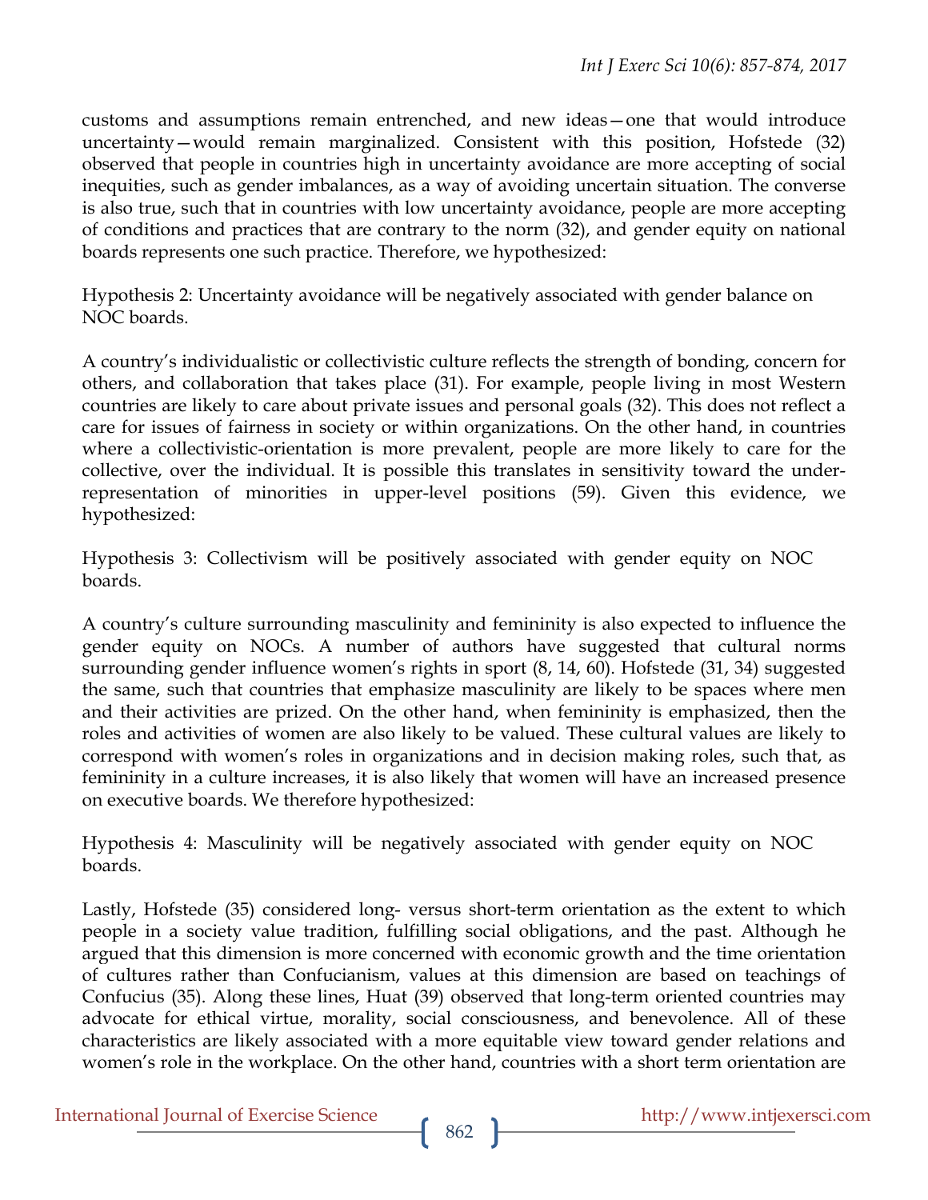customs and assumptions remain entrenched, and new ideas—one that would introduce uncertainty—would remain marginalized. Consistent with this position, Hofstede (32) observed that people in countries high in uncertainty avoidance are more accepting of social inequities, such as gender imbalances, as a way of avoiding uncertain situation. The converse is also true, such that in countries with low uncertainty avoidance, people are more accepting of conditions and practices that are contrary to the norm (32), and gender equity on national boards represents one such practice. Therefore, we hypothesized:

Hypothesis 2: Uncertainty avoidance will be negatively associated with gender balance on NOC boards.

A country's individualistic or collectivistic culture reflects the strength of bonding, concern for others, and collaboration that takes place (31). For example, people living in most Western countries are likely to care about private issues and personal goals (32). This does not reflect a care for issues of fairness in society or within organizations. On the other hand, in countries where a collectivistic-orientation is more prevalent, people are more likely to care for the collective, over the individual. It is possible this translates in sensitivity toward the under-representation of minorities in upper-level positions (59). Given this evidence, we hypothesized:

Hypothesis 3: Collectivism will be positively associated with gender equity on NOC boards.

A country's culture surrounding masculinity and femininity is also expected to influence the gender equity on NOCs. A number of authors have suggested that cultural norms surrounding gender influence women's rights in sport (8, 14, 60). Hofstede (31, 34) suggested the same, such that countries that emphasize masculinity are likely to be spaces where men and their activities are prized. On the other hand, when femininity is emphasized, then the roles and activities of women are also likely to be valued. These cultural values are likely to correspond with women's roles in organizations and in decision making roles, such that, as femininity in a culture increases, it is also likely that women will have an increased presence on executive boards. We therefore hypothesized:

Hypothesis 4: Masculinity will be negatively associated with gender equity on NOC boards.

Lastly, Hofstede (35) considered long- versus short-term orientation as the extent to which people in a society value tradition, fulfilling social obligations, and the past. Although he argued that this dimension is more concerned with economic growth and the time orientation of cultures rather than Confucianism, values at this dimension are based on teachings of Confucius (35). Along these lines, Huat (39) observed that long-term oriented countries may advocate for ethical virtue, morality, social consciousness, and benevolence. All of these characteristics are likely associated with a more equitable view toward gender relations and women's role in the workplace. On the other hand, countries with a short term orientation are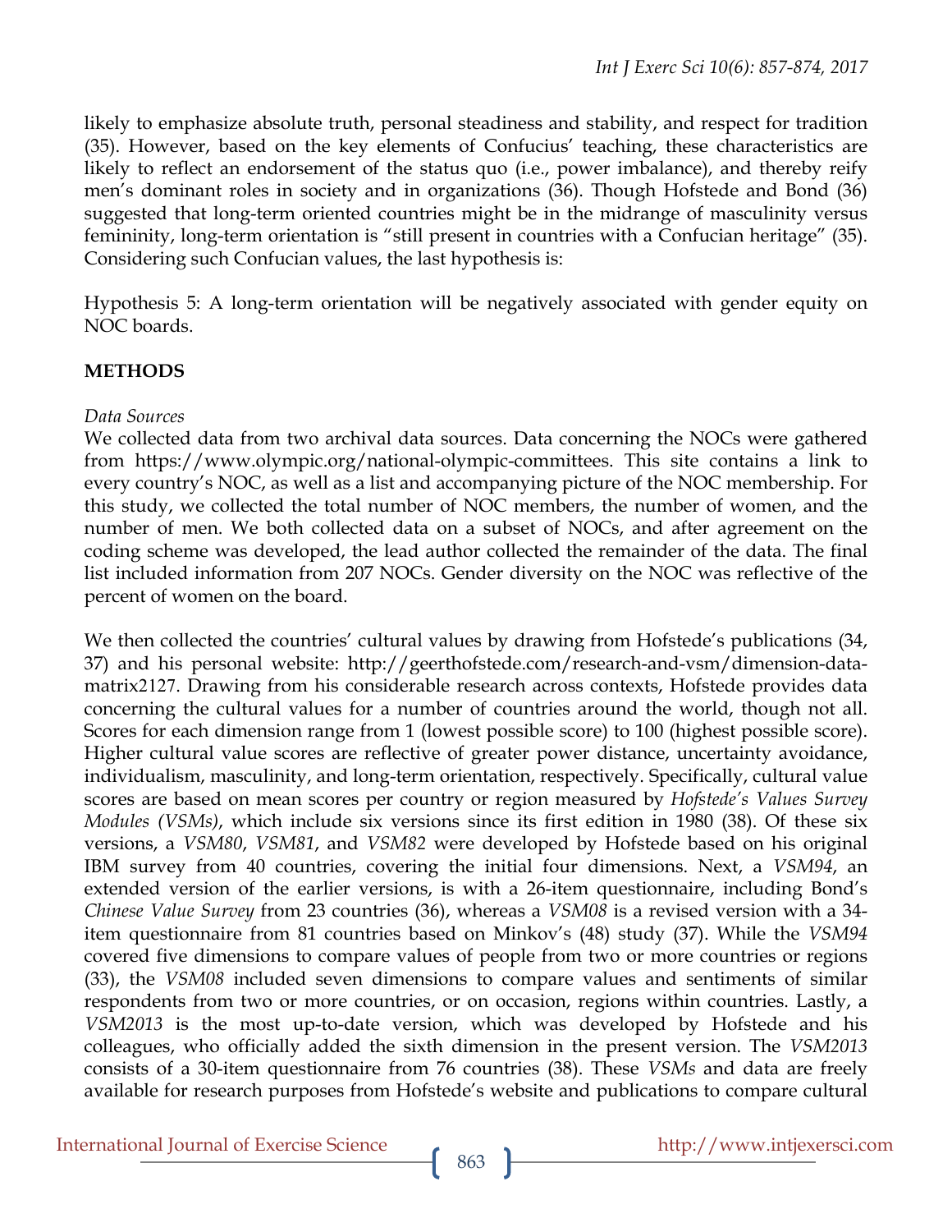likely to emphasize absolute truth, personal steadiness and stability, and respect for tradition (35). However, based on the key elements of Confucius' teaching, these characteristics are likely to reflect an endorsement of the status quo (i.e., power imbalance), and thereby reify men's dominant roles in society and in organizations (36). Though Hofstede and Bond (36) suggested that long-term oriented countries might be in the midrange of masculinity versus femininity, long-term orientation is "still present in countries with a Confucian heritage" (35). Considering such Confucian values, the last hypothesis is:

Hypothesis 5: A long-term orientation will be negatively associated with gender equity on NOC boards.

## METHODS

*Data Sources*

We collected data from two archival data sources. Data concerning the NOCs were gathered from https://www.olympic.org/national-olympic-committees. This site contains a link to every country's NOC, as well as a list and accompanying picture of the NOC membership. For this study, we collected the total number of NOC members, the number of women, and the number of men. We both collected data on a subset of NOCs, and after agreement on the coding scheme was developed, the lead author collected the remainder of the data. The final list included information from 207 NOCs. Gender diversity on the NOC was reflective of the percent of women on the board.

We then collected the countries' cultural values by drawing from Hofstede's publications (34, 37) and his personal website: http://geerthofstede.com/research-and-vsm/dimension-data-matrix2127. Drawing from his considerable research across contexts, Hofstede provides data concerning the cultural values for a number of countries around the world, though not all. Scores for each dimension range from 1 (lowest possible score) to 100 (highest possible score). Higher cultural value scores are reflective of greater power distance, uncertainty avoidance, individualism, masculinity, and long-term orientation, respectively. Specifically, cultural value scores are based on mean scores per country or region measured by *Hofstede's Values Survey Modules (VSMs)*, which include six versions since its first edition in 1980 (38). Of these six versions, a *VSM80*, *VSM81*, and *VSM82* were developed by Hofstede based on his original IBM survey from 40 countries, covering the initial four dimensions. Next, a *VSM94*, an extended version of the earlier versions, is with a 26-item questionnaire, including Bond's *Chinese Value Survey* from 23 countries (36), whereas a *VSM08* is a revised version with a 34-item questionnaire from 81 countries based on Minkov's (48) study (37). While the *VSM94* covered five dimensions to compare values of people from two or more countries or regions (33), the *VSM08* included seven dimensions to compare values and sentiments of similar respondents from two or more countries, or on occasion, regions within countries. Lastly, a *VSM2013* is the most up-to-date version, which was developed by Hofstede and his colleagues, who officially added the sixth dimension in the present version. The *VSM2013* consists of a 30-item questionnaire from 76 countries (38). These *VSMs* and data are freely available for research purposes from Hofstede's website and publications to compare cultural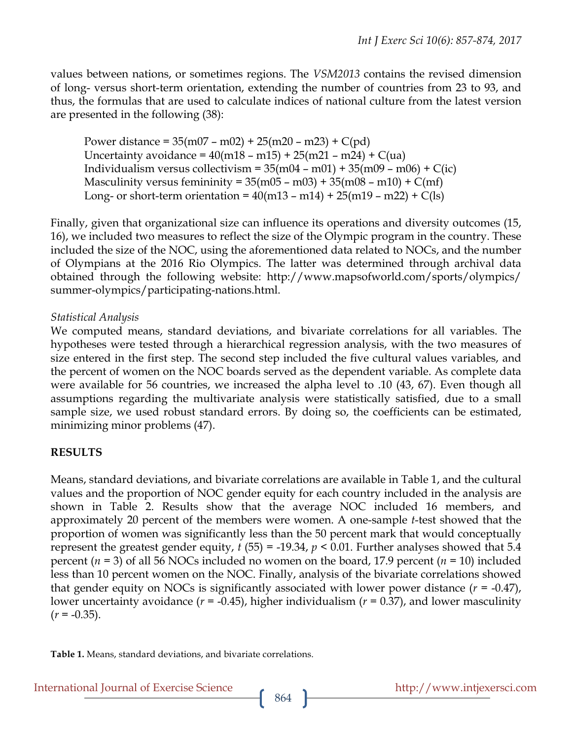values between nations, or sometimes regions. The *VSM2013* contains the revised dimension of long- versus short-term orientation, extending the number of countries from 23 to 93, and thus, the formulas that are used to calculate indices of national culture from the latest version are presented in the following (38):

Power distance = 35(m07 – m02) + 25(m20 – m23) + C(pd)
Uncertainty avoidance = 40(m18 – m15) + 25(m21 – m24) + C(ua)
Individualism versus collectivism = 35(m04 – m01) + 35(m09 – m06) + C(ic)
Masculinity versus femininity = 35(m05 – m03) + 35(m08 – m10) + C(mf)
Long- or short-term orientation = 40(m13 – m14) + 25(m19 – m22) + C(ls)

Finally, given that organizational size can influence its operations and diversity outcomes (15, 16), we included two measures to reflect the size of the Olympic program in the country. These included the size of the NOC, using the aforementioned data related to NOCs, and the number of Olympians at the 2016 Rio Olympics. The latter was determined through archival data obtained through the following website: http://www.mapsofworld.com/sports/olympics/summer-olympics/participating-nations.html.

*Statistical Analysis*

We computed means, standard deviations, and bivariate correlations for all variables. The hypotheses were tested through a hierarchical regression analysis, with the two measures of size entered in the first step. The second step included the five cultural values variables, and the percent of women on the NOC boards served as the dependent variable. As complete data were available for 56 countries, we increased the alpha level to .10 (43, 67). Even though all assumptions regarding the multivariate analysis were statistically satisfied, due to a small sample size, we used robust standard errors. By doing so, the coefficients can be estimated, minimizing minor problems (47).

## RESULTS

Means, standard deviations, and bivariate correlations are available in Table 1, and the cultural values and the proportion of NOC gender equity for each country included in the analysis are shown in Table 2. Results show that the average NOC included 16 members, and approximately 20 percent of the members were women. A one-sample *t*-test showed that the proportion of women was significantly less than the 50 percent mark that would conceptually represent the greatest gender equity, $t$ (55) = -19.34, $p < 0.01$. Further analyses showed that 5.4 percent ($n$ = 3) of all 56 NOCs included no women on the board, 17.9 percent ($n$ = 10) included less than 10 percent women on the NOC. Finally, analysis of the bivariate correlations showed that gender equity on NOCs is significantly associated with lower power distance ($r$ = -0.47), lower uncertainty avoidance ($r$ = -0.45), higher individualism ($r$ = 0.37), and lower masculinity ($r$ = -0.35).

**Table 1.** Means, standard deviations, and bivariate correlations.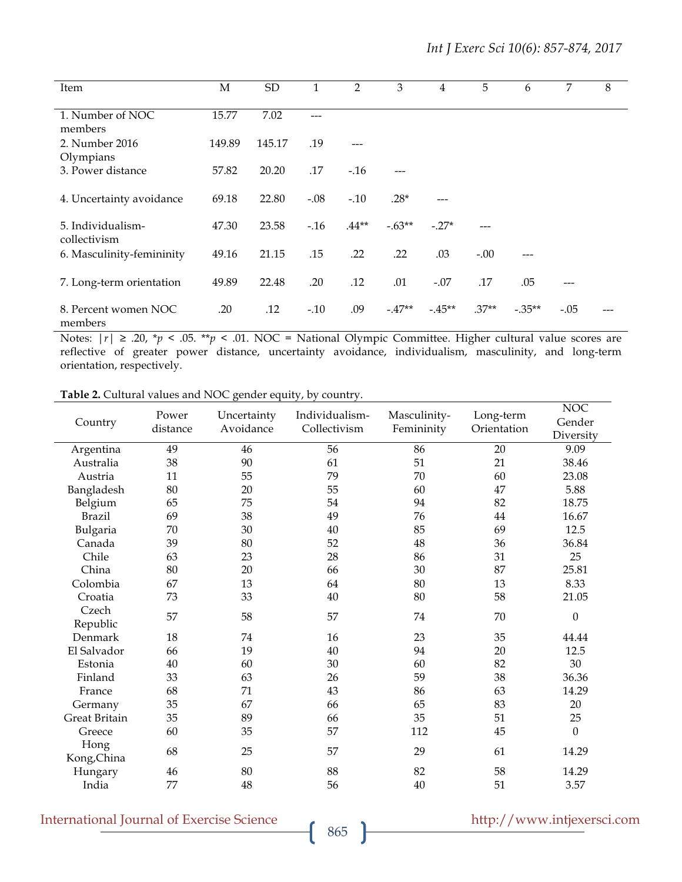| Item | M | SD | 1 | 2 | 3 | 4 | 5 | 6 | 7 | 8 |
|---|---|---|---|---|---|---|---|---|---|---|
| 1. Number of NOC members | 15.77 | 7.02 | --- | | | | | | | |
| 2. Number 2016 Olympians | 149.89 | 145.17 | .19 | --- | | | | | | |
| 3. Power distance | 57.82 | 20.20 | .17 | -.16 | --- | | | | | |
| 4. Uncertainty avoidance | 69.18 | 22.80 | -.08 | -.10 | .28* | --- | | | | |
| 5. Individualism-collectivism | 47.30 | 23.58 | -.16 | .44** | -.63** | -.27* | --- | | | |
| 6. Masculinity-femininity | 49.16 | 21.15 | .15 | .22 | .22 | .03 | -.00 | --- | | |
| 7. Long-term orientation | 49.89 | 22.48 | .20 | .12 | .01 | -.07 | .17 | .05 | --- | |
| 8. Percent women NOC members | .20 | .12 | -.10 | .09 | -.47** | -.45** | .37** | -.35** | -.05 | --- |

Notes: $|r| \geq .20$, \*$p < .05$. \*\*$p < .01$. NOC = National Olympic Committee. Higher cultural value scores are reflective of greater power distance, uncertainty avoidance, individualism, masculinity, and long-term orientation, respectively.

**Table 2.** Cultural values and NOC gender equity, by country.

| Country | Power distance | Uncertainty Avoidance | Individualism-Collectivism | Masculinity-Femininity | Long-term Orientation | NOC Gender Diversity |
|---|---|---|---|---|---|---|
| Argentina | 49 | 46 | 56 | 86 | 20 | 9.09 |
| Australia | 38 | 90 | 61 | 51 | 21 | 38.46 |
| Austria | 11 | 55 | 79 | 70 | 60 | 23.08 |
| Bangladesh | 80 | 20 | 55 | 60 | 47 | 5.88 |
| Belgium | 65 | 75 | 54 | 94 | 82 | 18.75 |
| Brazil | 69 | 38 | 49 | 76 | 44 | 16.67 |
| Bulgaria | 70 | 30 | 40 | 85 | 69 | 12.5 |
| Canada | 39 | 80 | 52 | 48 | 36 | 36.84 |
| Chile | 63 | 23 | 28 | 86 | 31 | 25 |
| China | 80 | 20 | 66 | 30 | 87 | 25.81 |
| Colombia | 67 | 13 | 64 | 80 | 13 | 8.33 |
| Croatia | 73 | 33 | 40 | 80 | 58 | 21.05 |
| Czech Republic | 57 | 58 | 57 | 74 | 70 | 0 |
| Denmark | 18 | 74 | 16 | 23 | 35 | 44.44 |
| El Salvador | 66 | 19 | 40 | 94 | 20 | 12.5 |
| Estonia | 40 | 60 | 30 | 60 | 82 | 30 |
| Finland | 33 | 63 | 26 | 59 | 38 | 36.36 |
| France | 68 | 71 | 43 | 86 | 63 | 14.29 |
| Germany | 35 | 67 | 66 | 65 | 83 | 20 |
| Great Britain | 35 | 89 | 66 | 35 | 51 | 25 |
| Greece | 60 | 35 | 57 | 112 | 45 | 0 |
| Hong Kong,China | 68 | 25 | 57 | 29 | 61 | 14.29 |
| Hungary | 46 | 80 | 88 | 82 | 58 | 14.29 |
| India | 77 | 48 | 56 | 40 | 51 | 3.57 |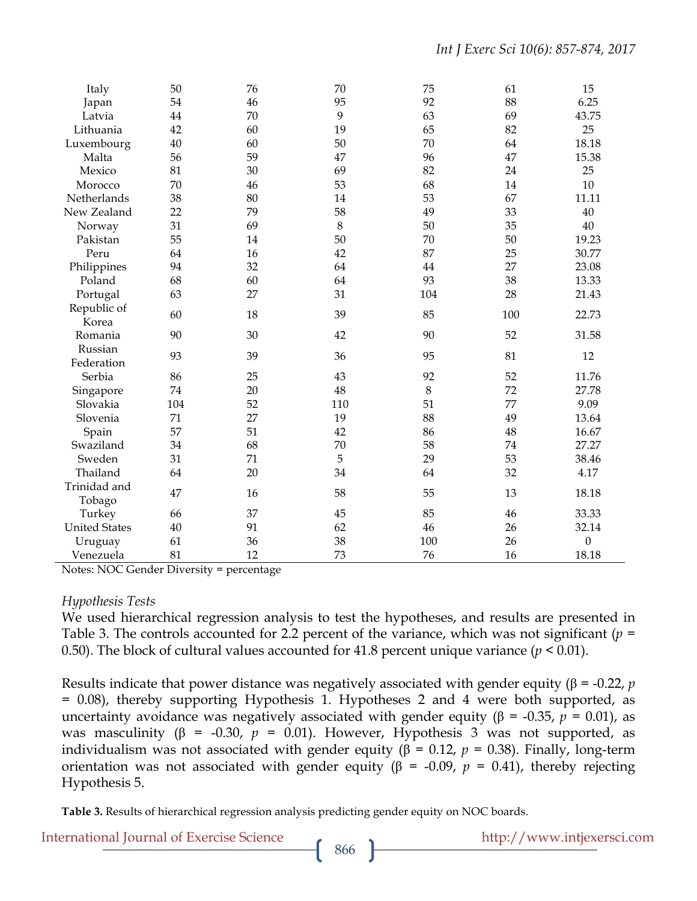| | | | | | | |
|---|---|---|---|---|---|---|
| Italy | 50 | 76 | 70 | 75 | 61 | 15 |
| Japan | 54 | 46 | 95 | 92 | 88 | 6.25 |
| Latvia | 44 | 70 | 9 | 63 | 69 | 43.75 |
| Lithuania | 42 | 60 | 19 | 65 | 82 | 25 |
| Luxembourg | 40 | 60 | 50 | 70 | 64 | 18.18 |
| Malta | 56 | 59 | 47 | 96 | 47 | 15.38 |
| Mexico | 81 | 30 | 69 | 82 | 24 | 25 |
| Morocco | 70 | 46 | 53 | 68 | 14 | 10 |
| Netherlands | 38 | 80 | 14 | 53 | 67 | 11.11 |
| New Zealand | 22 | 79 | 58 | 49 | 33 | 40 |
| Norway | 31 | 69 | 8 | 50 | 35 | 40 |
| Pakistan | 55 | 14 | 50 | 70 | 50 | 19.23 |
| Peru | 64 | 16 | 42 | 87 | 25 | 30.77 |
| Philippines | 94 | 32 | 64 | 44 | 27 | 23.08 |
| Poland | 68 | 60 | 64 | 93 | 38 | 13.33 |
| Portugal | 63 | 27 | 31 | 104 | 28 | 21.43 |
| Republic of Korea | 60 | 18 | 39 | 85 | 100 | 22.73 |
| Romania | 90 | 30 | 42 | 90 | 52 | 31.58 |
| Russian Federation | 93 | 39 | 36 | 95 | 81 | 12 |
| Serbia | 86 | 25 | 43 | 92 | 52 | 11.76 |
| Singapore | 74 | 20 | 48 | 8 | 72 | 27.78 |
| Slovakia | 104 | 52 | 110 | 51 | 77 | 9.09 |
| Slovenia | 71 | 27 | 19 | 88 | 49 | 13.64 |
| Spain | 57 | 51 | 42 | 86 | 48 | 16.67 |
| Swaziland | 34 | 68 | 70 | 58 | 74 | 27.27 |
| Sweden | 31 | 71 | 5 | 29 | 53 | 38.46 |
| Thailand | 64 | 20 | 34 | 64 | 32 | 4.17 |
| Trinidad and Tobago | 47 | 16 | 58 | 55 | 13 | 18.18 |
| Turkey | 66 | 37 | 45 | 85 | 46 | 33.33 |
| United States | 40 | 91 | 62 | 46 | 26 | 32.14 |
| Uruguay | 61 | 36 | 38 | 100 | 26 | 0 |
| Venezuela | 81 | 12 | 73 | 76 | 16 | 18.18 |

Notes: NOC Gender Diversity = percentage

*Hypothesis Tests*

We used hierarchical regression analysis to test the hypotheses, and results are presented in Table 3. The controls accounted for 2.2 percent of the variance, which was not significant ($p$ = 0.50). The block of cultural values accounted for 41.8 percent unique variance ($p < 0.01$).

Results indicate that power distance was negatively associated with gender equity (β = -0.22, $p$ = 0.08), thereby supporting Hypothesis 1. Hypotheses 2 and 4 were both supported, as uncertainty avoidance was negatively associated with gender equity (β = -0.35, $p$ = 0.01), as was masculinity (β = -0.30, $p$ = 0.01). However, Hypothesis 3 was not supported, as individualism was not associated with gender equity (β = 0.12, $p$ = 0.38). Finally, long-term orientation was not associated with gender equity (β = -0.09, $p$ = 0.41), thereby rejecting Hypothesis 5.

**Table 3.** Results of hierarchical regression analysis predicting gender equity on NOC boards.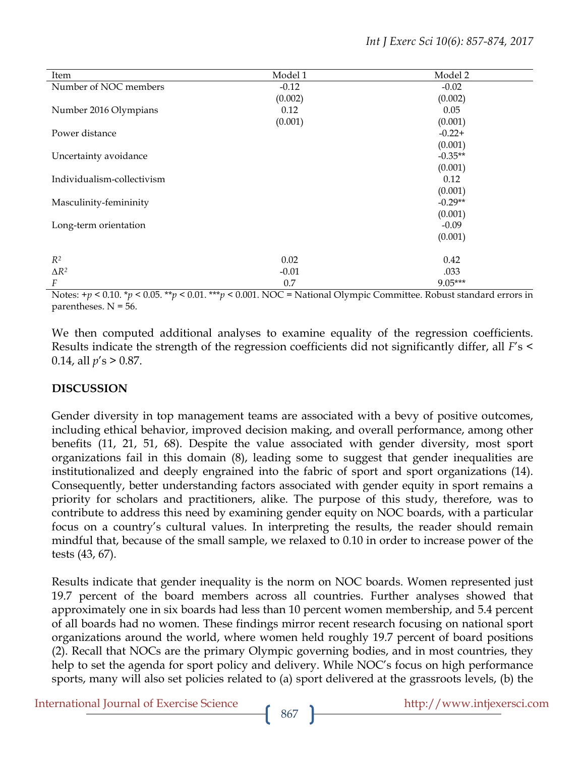| Item | Model 1 | Model 2 |
|---|---|---|
| Number of NOC members | -0.12 | -0.02 |
| | (0.002) | (0.002) |
| Number 2016 Olympians | 0.12 | 0.05 |
| | (0.001) | (0.001) |
| Power distance | | -0.22+ |
| | | (0.001) |
| Uncertainty avoidance | | -0.35** |
| | | (0.001) |
| Individualism-collectivism | | 0.12 |
| | | (0.001) |
| Masculinity-femininity | | -0.29** |
| | | (0.001) |
| Long-term orientation | | -0.09 |
| | | (0.001) |
| | | |
| $R^2$ | 0.02 | 0.42 |
| $\Delta R^2$ | -0.01 | .033 |
| $F$ | 0.7 | 9.05*** |

Notes: +$p$ < 0.10. *$p$ < 0.05. **$p$ < 0.01. ***$p$ < 0.001. NOC = National Olympic Committee. Robust standard errors in parentheses. N = 56.

We then computed additional analyses to examine equality of the regression coefficients. Results indicate the strength of the regression coefficients did not significantly differ, all $F$'s < 0.14, all $p$'s > 0.87.

## DISCUSSION

Gender diversity in top management teams are associated with a bevy of positive outcomes, including ethical behavior, improved decision making, and overall performance, among other benefits (11, 21, 51, 68). Despite the value associated with gender diversity, most sport organizations fail in this domain (8), leading some to suggest that gender inequalities are institutionalized and deeply engrained into the fabric of sport and sport organizations (14). Consequently, better understanding factors associated with gender equity in sport remains a priority for scholars and practitioners, alike. The purpose of this study, therefore, was to contribute to address this need by examining gender equity on NOC boards, with a particular focus on a country's cultural values. In interpreting the results, the reader should remain mindful that, because of the small sample, we relaxed to 0.10 in order to increase power of the tests (43, 67).

Results indicate that gender inequality is the norm on NOC boards. Women represented just 19.7 percent of the board members across all countries. Further analyses showed that approximately one in six boards had less than 10 percent women membership, and 5.4 percent of all boards had no women. These findings mirror recent research focusing on national sport organizations around the world, where women held roughly 19.7 percent of board positions (2). Recall that NOCs are the primary Olympic governing bodies, and in most countries, they help to set the agenda for sport policy and delivery. While NOC's focus on high performance sports, many will also set policies related to (a) sport delivered at the grassroots levels, (b) the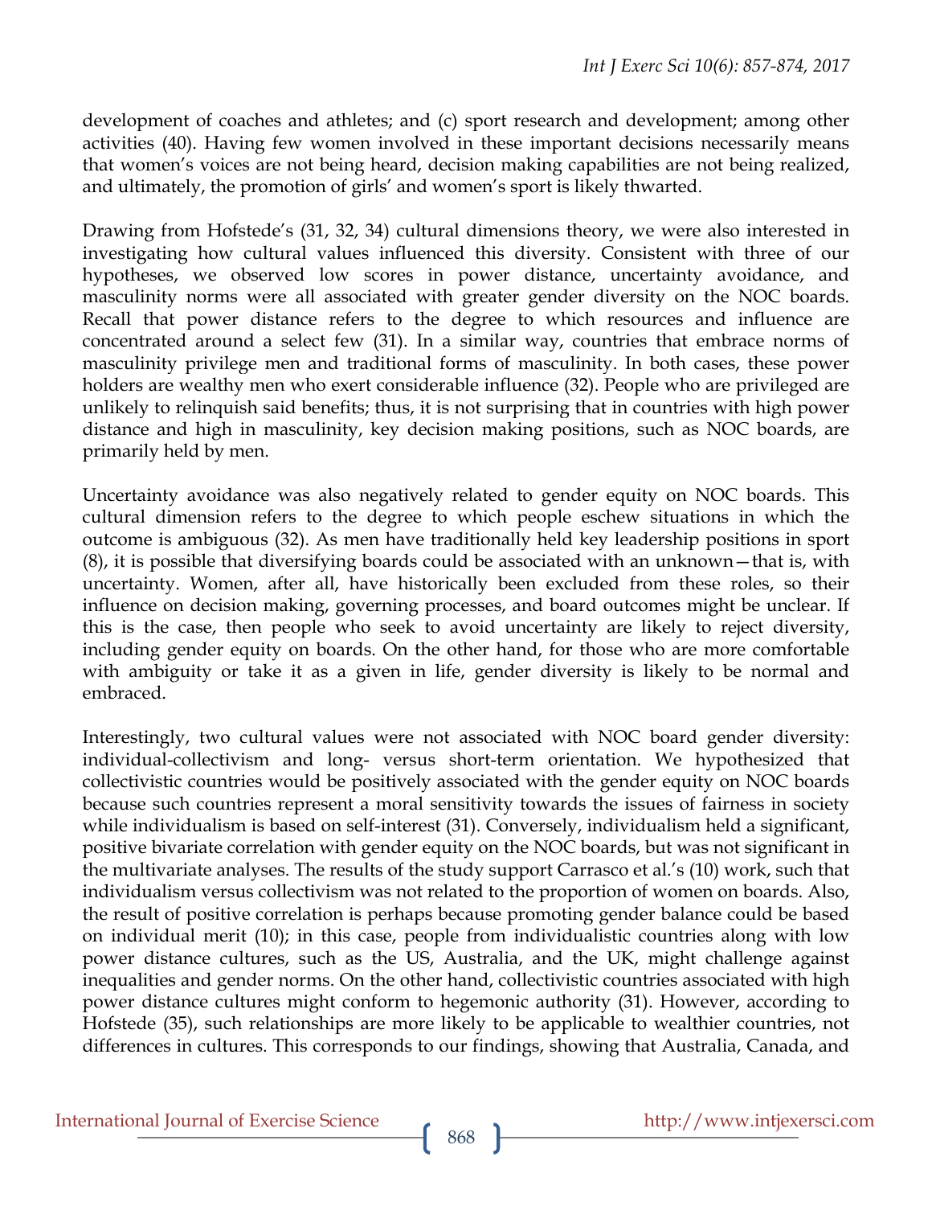development of coaches and athletes; and (c) sport research and development; among other activities (40). Having few women involved in these important decisions necessarily means that women's voices are not being heard, decision making capabilities are not being realized, and ultimately, the promotion of girls' and women's sport is likely thwarted.

Drawing from Hofstede's (31, 32, 34) cultural dimensions theory, we were also interested in investigating how cultural values influenced this diversity. Consistent with three of our hypotheses, we observed low scores in power distance, uncertainty avoidance, and masculinity norms were all associated with greater gender diversity on the NOC boards. Recall that power distance refers to the degree to which resources and influence are concentrated around a select few (31). In a similar way, countries that embrace norms of masculinity privilege men and traditional forms of masculinity. In both cases, these power holders are wealthy men who exert considerable influence (32). People who are privileged are unlikely to relinquish said benefits; thus, it is not surprising that in countries with high power distance and high in masculinity, key decision making positions, such as NOC boards, are primarily held by men.

Uncertainty avoidance was also negatively related to gender equity on NOC boards. This cultural dimension refers to the degree to which people eschew situations in which the outcome is ambiguous (32). As men have traditionally held key leadership positions in sport (8), it is possible that diversifying boards could be associated with an unknown—that is, with uncertainty. Women, after all, have historically been excluded from these roles, so their influence on decision making, governing processes, and board outcomes might be unclear. If this is the case, then people who seek to avoid uncertainty are likely to reject diversity, including gender equity on boards. On the other hand, for those who are more comfortable with ambiguity or take it as a given in life, gender diversity is likely to be normal and embraced.

Interestingly, two cultural values were not associated with NOC board gender diversity: individual-collectivism and long- versus short-term orientation. We hypothesized that collectivistic countries would be positively associated with the gender equity on NOC boards because such countries represent a moral sensitivity towards the issues of fairness in society while individualism is based on self-interest (31). Conversely, individualism held a significant, positive bivariate correlation with gender equity on the NOC boards, but was not significant in the multivariate analyses. The results of the study support Carrasco et al.'s (10) work, such that individualism versus collectivism was not related to the proportion of women on boards. Also, the result of positive correlation is perhaps because promoting gender balance could be based on individual merit (10); in this case, people from individualistic countries along with low power distance cultures, such as the US, Australia, and the UK, might challenge against inequalities and gender norms. On the other hand, collectivistic countries associated with high power distance cultures might conform to hegemonic authority (31). However, according to Hofstede (35), such relationships are more likely to be applicable to wealthier countries, not differences in cultures. This corresponds to our findings, showing that Australia, Canada, and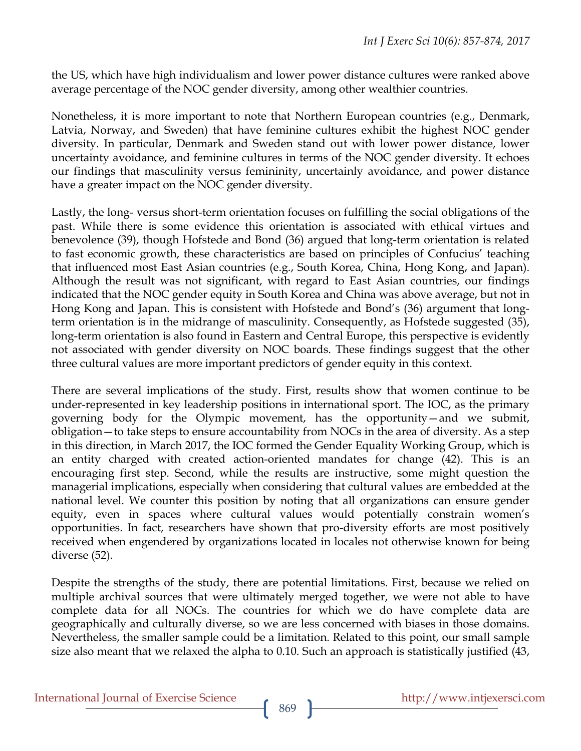the US, which have high individualism and lower power distance cultures were ranked above average percentage of the NOC gender diversity, among other wealthier countries.

Nonetheless, it is more important to note that Northern European countries (e.g., Denmark, Latvia, Norway, and Sweden) that have feminine cultures exhibit the highest NOC gender diversity. In particular, Denmark and Sweden stand out with lower power distance, lower uncertainty avoidance, and feminine cultures in terms of the NOC gender diversity. It echoes our findings that masculinity versus femininity, uncertainly avoidance, and power distance have a greater impact on the NOC gender diversity.

Lastly, the long- versus short-term orientation focuses on fulfilling the social obligations of the past. While there is some evidence this orientation is associated with ethical virtues and benevolence (39), though Hofstede and Bond (36) argued that long-term orientation is related to fast economic growth, these characteristics are based on principles of Confucius' teaching that influenced most East Asian countries (e.g., South Korea, China, Hong Kong, and Japan). Although the result was not significant, with regard to East Asian countries, our findings indicated that the NOC gender equity in South Korea and China was above average, but not in Hong Kong and Japan. This is consistent with Hofstede and Bond's (36) argument that long-term orientation is in the midrange of masculinity. Consequently, as Hofstede suggested (35), long-term orientation is also found in Eastern and Central Europe, this perspective is evidently not associated with gender diversity on NOC boards. These findings suggest that the other three cultural values are more important predictors of gender equity in this context.

There are several implications of the study. First, results show that women continue to be under-represented in key leadership positions in international sport. The IOC, as the primary governing body for the Olympic movement, has the opportunity—and we submit, obligation—to take steps to ensure accountability from NOCs in the area of diversity. As a step in this direction, in March 2017, the IOC formed the Gender Equality Working Group, which is an entity charged with created action-oriented mandates for change (42). This is an encouraging first step. Second, while the results are instructive, some might question the managerial implications, especially when considering that cultural values are embedded at the national level. We counter this position by noting that all organizations can ensure gender equity, even in spaces where cultural values would potentially constrain women's opportunities. In fact, researchers have shown that pro-diversity efforts are most positively received when engendered by organizations located in locales not otherwise known for being diverse (52).

Despite the strengths of the study, there are potential limitations. First, because we relied on multiple archival sources that were ultimately merged together, we were not able to have complete data for all NOCs. The countries for which we do have complete data are geographically and culturally diverse, so we are less concerned with biases in those domains. Nevertheless, the smaller sample could be a limitation. Related to this point, our small sample size also meant that we relaxed the alpha to 0.10. Such an approach is statistically justified (43,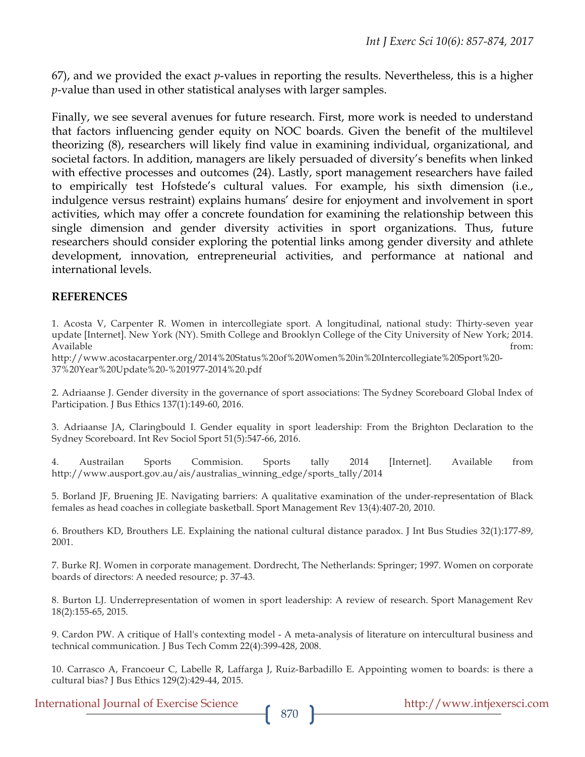67), and we provided the exact *p*-values in reporting the results. Nevertheless, this is a higher *p*-value than used in other statistical analyses with larger samples.

Finally, we see several avenues for future research. First, more work is needed to understand that factors influencing gender equity on NOC boards. Given the benefit of the multilevel theorizing (8), researchers will likely find value in examining individual, organizational, and societal factors. In addition, managers are likely persuaded of diversity's benefits when linked with effective processes and outcomes (24). Lastly, sport management researchers have failed to empirically test Hofstede's cultural values. For example, his sixth dimension (i.e., indulgence versus restraint) explains humans' desire for enjoyment and involvement in sport activities, which may offer a concrete foundation for examining the relationship between this single dimension and gender diversity activities in sport organizations. Thus, future researchers should consider exploring the potential links among gender diversity and athlete development, innovation, entrepreneurial activities, and performance at national and international levels.

## REFERENCES

1. Acosta V, Carpenter R. Women in intercollegiate sport. A longitudinal, national study: Thirty-seven year update [Internet]. New York (NY). Smith College and Brooklyn College of the City University of New York; 2014. Available from: http://www.acostacarpenter.org/2014%20Status%20of%20Women%20in%20Intercollegiate%20Sport%20-37%20Year%20Update%20-%201977-2014%20.pdf

2. Adriaanse J. Gender diversity in the governance of sport associations: The Sydney Scoreboard Global Index of Participation. J Bus Ethics 137(1):149-60, 2016.

3. Adriaanse JA, Claringbould I. Gender equality in sport leadership: From the Brighton Declaration to the Sydney Scoreboard. Int Rev Sociol Sport 51(5):547-66, 2016.

4. Austrailan Sports Commision. Sports tally 2014 [Internet]. Available from http://www.ausport.gov.au/ais/australias_winning_edge/sports_tally/2014

5. Borland JF, Bruening JE. Navigating barriers: A qualitative examination of the under-representation of Black females as head coaches in collegiate basketball. Sport Management Rev 13(4):407-20, 2010.

6. Brouthers KD, Brouthers LE. Explaining the national cultural distance paradox. J Int Bus Studies 32(1):177-89, 2001.

7. Burke RJ. Women in corporate management. Dordrecht, The Netherlands: Springer; 1997. Women on corporate boards of directors: A needed resource; p. 37-43.

8. Burton LJ. Underrepresentation of women in sport leadership: A review of research. Sport Management Rev 18(2):155-65, 2015.

9. Cardon PW. A critique of Hall's contexting model - A meta-analysis of literature on intercultural business and technical communication. J Bus Tech Comm 22(4):399-428, 2008.

10. Carrasco A, Francoeur C, Labelle R, Laffarga J, Ruiz-Barbadillo E. Appointing women to boards: is there a cultural bias? J Bus Ethics 129(2):429-44, 2015.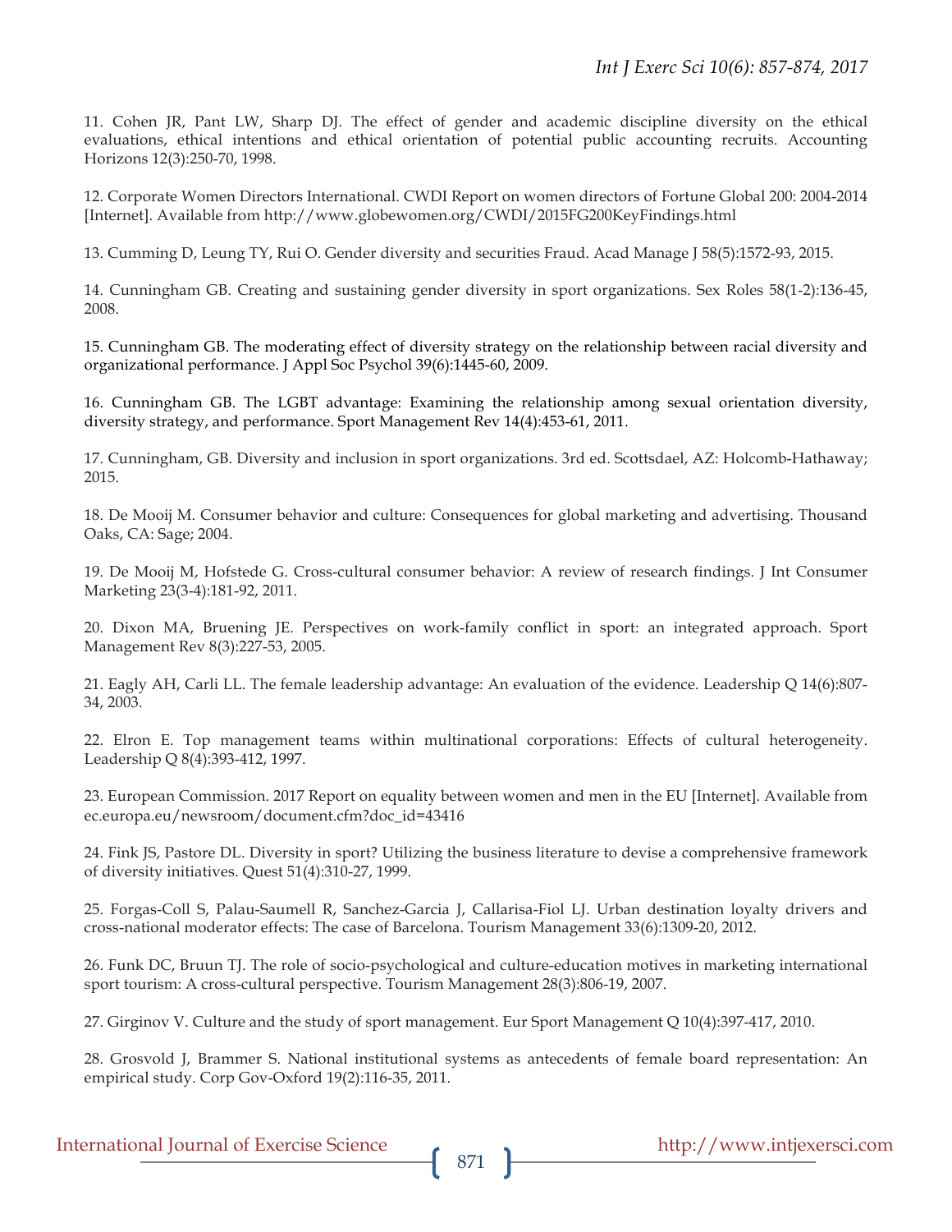11. Cohen JR, Pant LW, Sharp DJ. The effect of gender and academic discipline diversity on the ethical evaluations, ethical intentions and ethical orientation of potential public accounting recruits. Accounting Horizons 12(3):250-70, 1998.

12. Corporate Women Directors International. CWDI Report on women directors of Fortune Global 200: 2004-2014 [Internet]. Available from http://www.globewomen.org/CWDI/2015FG200KeyFindings.html

13. Cumming D, Leung TY, Rui O. Gender diversity and securities Fraud. Acad Manage J 58(5):1572-93, 2015.

14. Cunningham GB. Creating and sustaining gender diversity in sport organizations. Sex Roles 58(1-2):136-45, 2008.

15. Cunningham GB. The moderating effect of diversity strategy on the relationship between racial diversity and organizational performance. J Appl Soc Psychol 39(6):1445-60, 2009.

16. Cunningham GB. The LGBT advantage: Examining the relationship among sexual orientation diversity, diversity strategy, and performance. Sport Management Rev 14(4):453-61, 2011.

17. Cunningham, GB. Diversity and inclusion in sport organizations. 3rd ed. Scottsdael, AZ: Holcomb-Hathaway; 2015.

18. De Mooij M. Consumer behavior and culture: Consequences for global marketing and advertising. Thousand Oaks, CA: Sage; 2004.

19. De Mooij M, Hofstede G. Cross-cultural consumer behavior: A review of research findings. J Int Consumer Marketing 23(3-4):181-92, 2011.

20. Dixon MA, Bruening JE. Perspectives on work-family conflict in sport: an integrated approach. Sport Management Rev 8(3):227-53, 2005.

21. Eagly AH, Carli LL. The female leadership advantage: An evaluation of the evidence. Leadership Q 14(6):807-34, 2003.

22. Elron E. Top management teams within multinational corporations: Effects of cultural heterogeneity. Leadership Q 8(4):393-412, 1997.

23. European Commission. 2017 Report on equality between women and men in the EU [Internet]. Available from ec.europa.eu/newsroom/document.cfm?doc_id=43416

24. Fink JS, Pastore DL. Diversity in sport? Utilizing the business literature to devise a comprehensive framework of diversity initiatives. Quest 51(4):310-27, 1999.

25. Forgas-Coll S, Palau-Saumell R, Sanchez-Garcia J, Callarisa-Fiol LJ. Urban destination loyalty drivers and cross-national moderator effects: The case of Barcelona. Tourism Management 33(6):1309-20, 2012.

26. Funk DC, Bruun TJ. The role of socio-psychological and culture-education motives in marketing international sport tourism: A cross-cultural perspective. Tourism Management 28(3):806-19, 2007.

27. Girginov V. Culture and the study of sport management. Eur Sport Management Q 10(4):397-417, 2010.

28. Grosvold J, Brammer S. National institutional systems as antecedents of female board representation: An empirical study. Corp Gov-Oxford 19(2):116-35, 2011.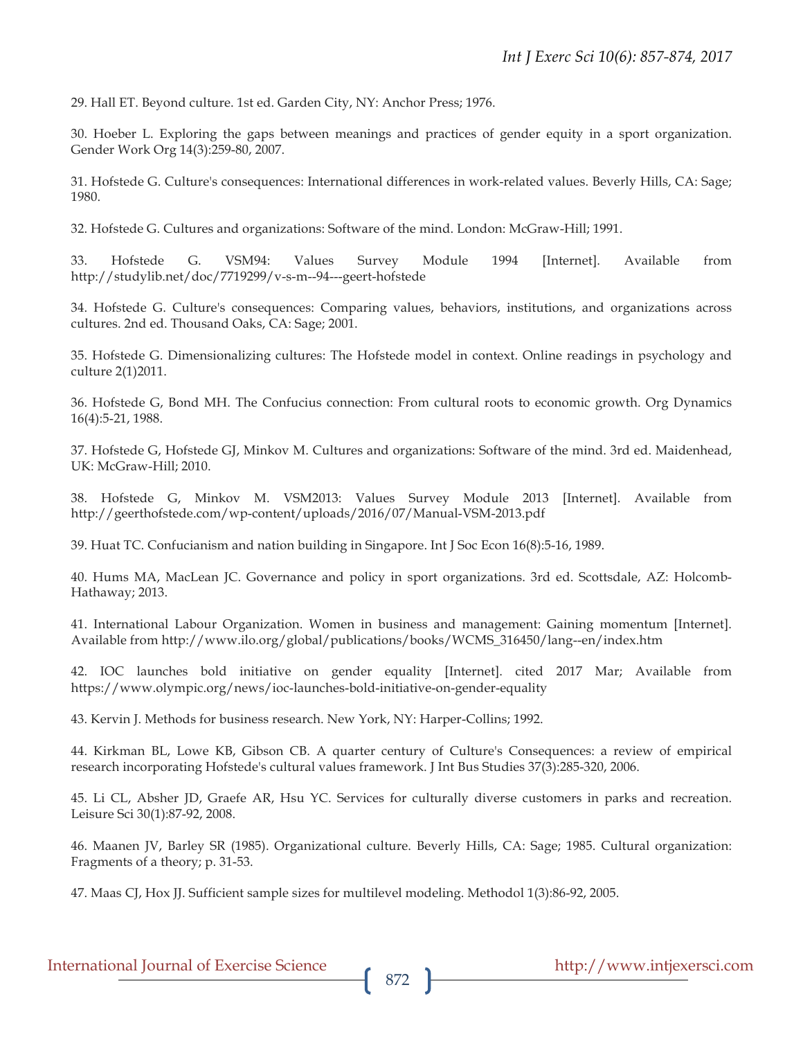29. Hall ET. Beyond culture. 1st ed. Garden City, NY: Anchor Press; 1976.

30. Hoeber L. Exploring the gaps between meanings and practices of gender equity in a sport organization. Gender Work Org 14(3):259-80, 2007.

31. Hofstede G. Culture's consequences: International differences in work-related values. Beverly Hills, CA: Sage; 1980.

32. Hofstede G. Cultures and organizations: Software of the mind. London: McGraw-Hill; 1991.

33. Hofstede G. VSM94: Values Survey Module 1994 [Internet]. Available from http://studylib.net/doc/7719299/v-s-m--94---geert-hofstede

34. Hofstede G. Culture's consequences: Comparing values, behaviors, institutions, and organizations across cultures. 2nd ed. Thousand Oaks, CA: Sage; 2001.

35. Hofstede G. Dimensionalizing cultures: The Hofstede model in context. Online readings in psychology and culture 2(1)2011.

36. Hofstede G, Bond MH. The Confucius connection: From cultural roots to economic growth. Org Dynamics 16(4):5-21, 1988.

37. Hofstede G, Hofstede GJ, Minkov M. Cultures and organizations: Software of the mind. 3rd ed. Maidenhead, UK: McGraw-Hill; 2010.

38. Hofstede G, Minkov M. VSM2013: Values Survey Module 2013 [Internet]. Available from http://geerthofstede.com/wp-content/uploads/2016/07/Manual-VSM-2013.pdf

39. Huat TC. Confucianism and nation building in Singapore. Int J Soc Econ 16(8):5-16, 1989.

40. Hums MA, MacLean JC. Governance and policy in sport organizations. 3rd ed. Scottsdale, AZ: Holcomb-Hathaway; 2013.

41. International Labour Organization. Women in business and management: Gaining momentum [Internet]. Available from http://www.ilo.org/global/publications/books/WCMS_316450/lang--en/index.htm

42. IOC launches bold initiative on gender equality [Internet]. cited 2017 Mar; Available from https://www.olympic.org/news/ioc-launches-bold-initiative-on-gender-equality

43. Kervin J. Methods for business research. New York, NY: Harper-Collins; 1992.

44. Kirkman BL, Lowe KB, Gibson CB. A quarter century of Culture's Consequences: a review of empirical research incorporating Hofstede's cultural values framework. J Int Bus Studies 37(3):285-320, 2006.

45. Li CL, Absher JD, Graefe AR, Hsu YC. Services for culturally diverse customers in parks and recreation. Leisure Sci 30(1):87-92, 2008.

46. Maanen JV, Barley SR (1985). Organizational culture. Beverly Hills, CA: Sage; 1985. Cultural organization: Fragments of a theory; p. 31-53.

47. Maas CJ, Hox JJ. Sufficient sample sizes for multilevel modeling. Methodol 1(3):86-92, 2005.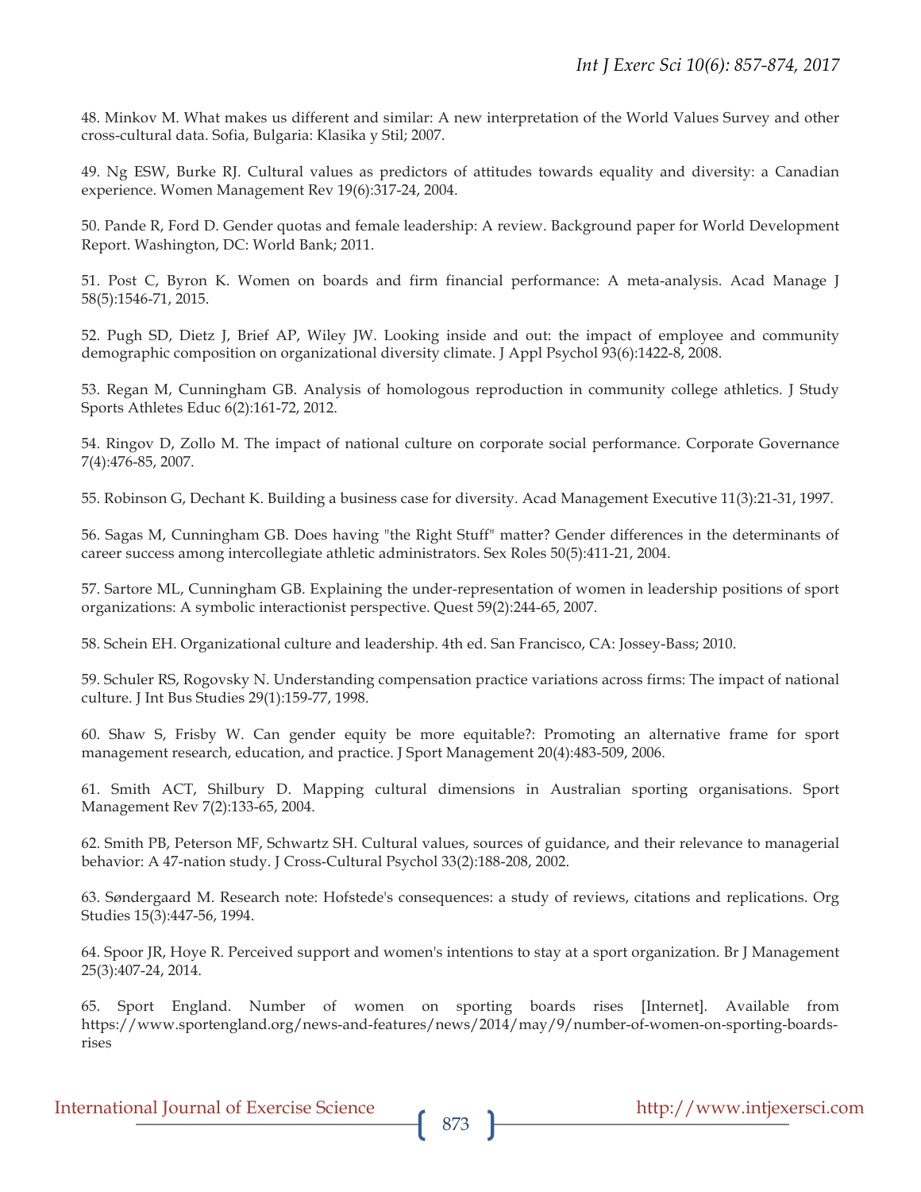48. Minkov M. What makes us different and similar: A new interpretation of the World Values Survey and other cross-cultural data. Sofia, Bulgaria: Klasika y Stil; 2007.

49. Ng ESW, Burke RJ. Cultural values as predictors of attitudes towards equality and diversity: a Canadian experience. Women Management Rev 19(6):317-24, 2004.

50. Pande R, Ford D. Gender quotas and female leadership: A review. Background paper for World Development Report. Washington, DC: World Bank; 2011.

51. Post C, Byron K. Women on boards and firm financial performance: A meta-analysis. Acad Manage J 58(5):1546-71, 2015.

52. Pugh SD, Dietz J, Brief AP, Wiley JW. Looking inside and out: the impact of employee and community demographic composition on organizational diversity climate. J Appl Psychol 93(6):1422-8, 2008.

53. Regan M, Cunningham GB. Analysis of homologous reproduction in community college athletics. J Study Sports Athletes Educ 6(2):161-72, 2012.

54. Ringov D, Zollo M. The impact of national culture on corporate social performance. Corporate Governance 7(4):476-85, 2007.

55. Robinson G, Dechant K. Building a business case for diversity. Acad Management Executive 11(3):21-31, 1997.

56. Sagas M, Cunningham GB. Does having "the Right Stuff" matter? Gender differences in the determinants of career success among intercollegiate athletic administrators. Sex Roles 50(5):411-21, 2004.

57. Sartore ML, Cunningham GB. Explaining the under-representation of women in leadership positions of sport organizations: A symbolic interactionist perspective. Quest 59(2):244-65, 2007.

58. Schein EH. Organizational culture and leadership. 4th ed. San Francisco, CA: Jossey-Bass; 2010.

59. Schuler RS, Rogovsky N. Understanding compensation practice variations across firms: The impact of national culture. J Int Bus Studies 29(1):159-77, 1998.

60. Shaw S, Frisby W. Can gender equity be more equitable?: Promoting an alternative frame for sport management research, education, and practice. J Sport Management 20(4):483-509, 2006.

61. Smith ACT, Shilbury D. Mapping cultural dimensions in Australian sporting organisations. Sport Management Rev 7(2):133-65, 2004.

62. Smith PB, Peterson MF, Schwartz SH. Cultural values, sources of guidance, and their relevance to managerial behavior: A 47-nation study. J Cross-Cultural Psychol 33(2):188-208, 2002.

63. Søndergaard M. Research note: Hofstede's consequences: a study of reviews, citations and replications. Org Studies 15(3):447-56, 1994.

64. Spoor JR, Hoye R. Perceived support and women's intentions to stay at a sport organization. Br J Management 25(3):407-24, 2014.

65. Sport England. Number of women on sporting boards rises [Internet]. Available from https://www.sportengland.org/news-and-features/news/2014/may/9/number-of-women-on-sporting-boards-rises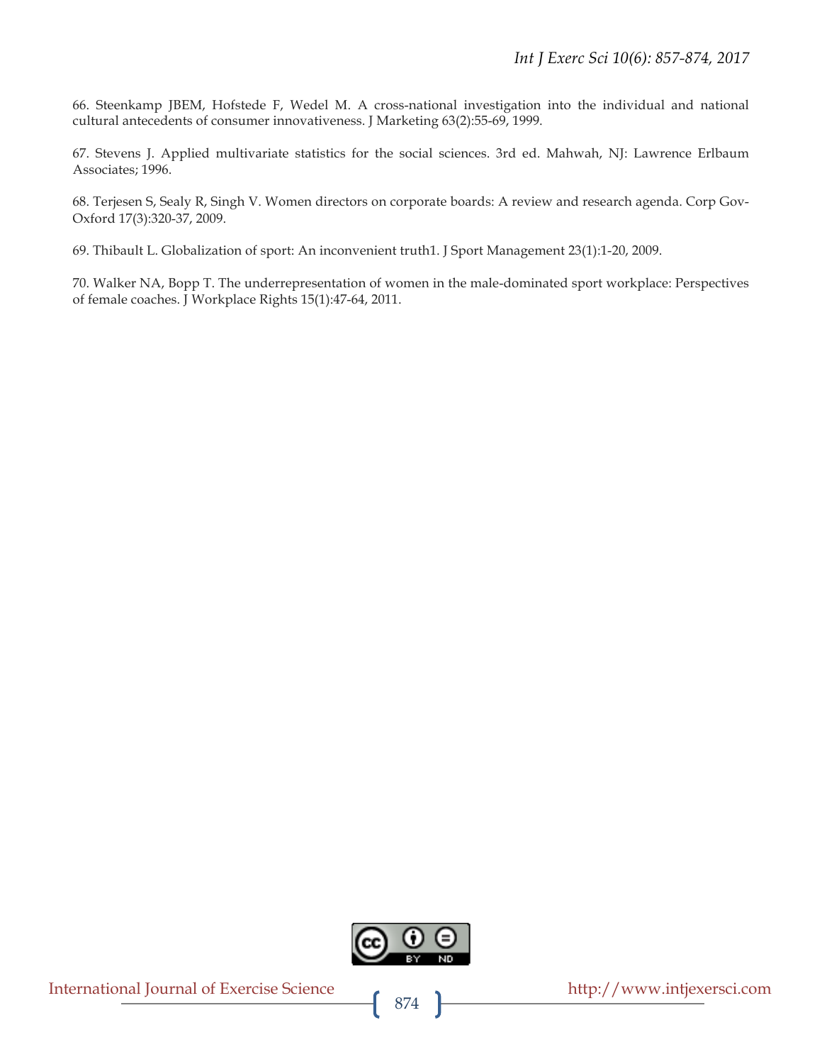66. Steenkamp JBEM, Hofstede F, Wedel M. A cross-national investigation into the individual and national cultural antecedents of consumer innovativeness. J Marketing 63(2):55-69, 1999.

67. Stevens J. Applied multivariate statistics for the social sciences. 3rd ed. Mahwah, NJ: Lawrence Erlbaum Associates; 1996.

68. Terjesen S, Sealy R, Singh V. Women directors on corporate boards: A review and research agenda. Corp Gov-Oxford 17(3):320-37, 2009.

69. Thibault L. Globalization of sport: An inconvenient truth1. J Sport Management 23(1):1-20, 2009.

70. Walker NA, Bopp T. The underrepresentation of women in the male-dominated sport workplace: Perspectives of female coaches. J Workplace Rights 15(1):47-64, 2011.